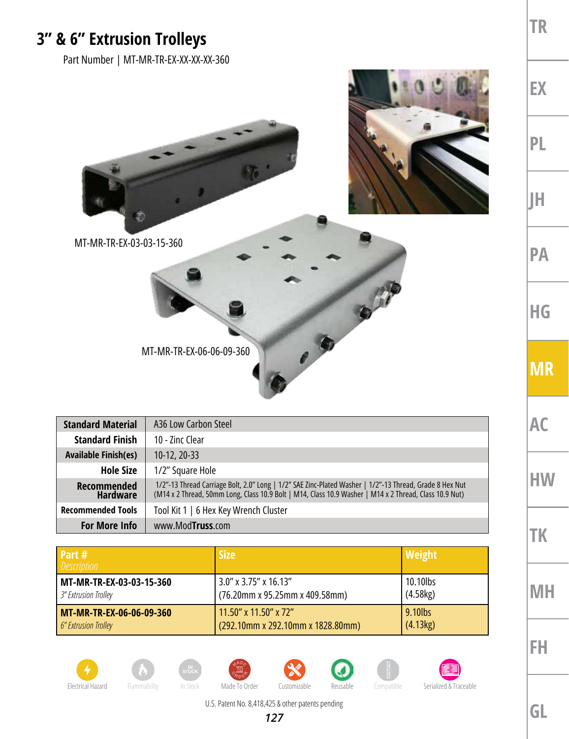# 3" & 6" Extrusion Trolleys

Part Number | MT-MR-TR-EX-XX-XX-XX-360

MT-MR-TR-EX-03-03-15-360

MT-MR-TR-EX-06-06-09-360

| | |
|---|---|
| **Standard Material** | A36 Low Carbon Steel |
| **Standard Finish** | 10 - Zinc Clear |
| **Available Finish(es)** | 10-12, 20-33 |
| **Hole Size** | 1/2" Square Hole |
| **Recommended Hardware** | 1/2"-13 Thread Carriage Bolt, 2.0" Long \| 1/2" SAE Zinc-Plated Washer \| 1/2"-13 Thread, Grade 8 Hex Nut (M14 x 2 Thread, 50mm Long, Class 10.9 Bolt \| M14, Class 10.9 Washer \| M14 x 2 Thread, Class 10.9 Nut) |
| **Recommended Tools** | Tool Kit 1 \| 6 Hex Key Wrench Cluster |
| **For More Info** | www.ModTruss.com |

| Part # *Description* | Size | Weight |
|---|---|---|
| **MT-MR-TR-EX-03-03-15-360** *3" Extrusion Trolley* | 3.0" x 3.75" x 16.13" (76.20mm x 95.25mm x 409.58mm) | 10.10lbs (4.58kg) |
| **MT-MR-TR-EX-06-06-09-360** *6" Extrusion Trolley* | 11.50" x 11.50" x 72" (292.10mm x 292.10mm x 1828.80mm) | 9.10lbs (4.13kg) |

Electrical Hazard | Flammability | In Stock | Made To Order | Customizable | Reusable | Compatible | Serialized & Traceable

U.S. Patent No. 8,418,425 & other patents pending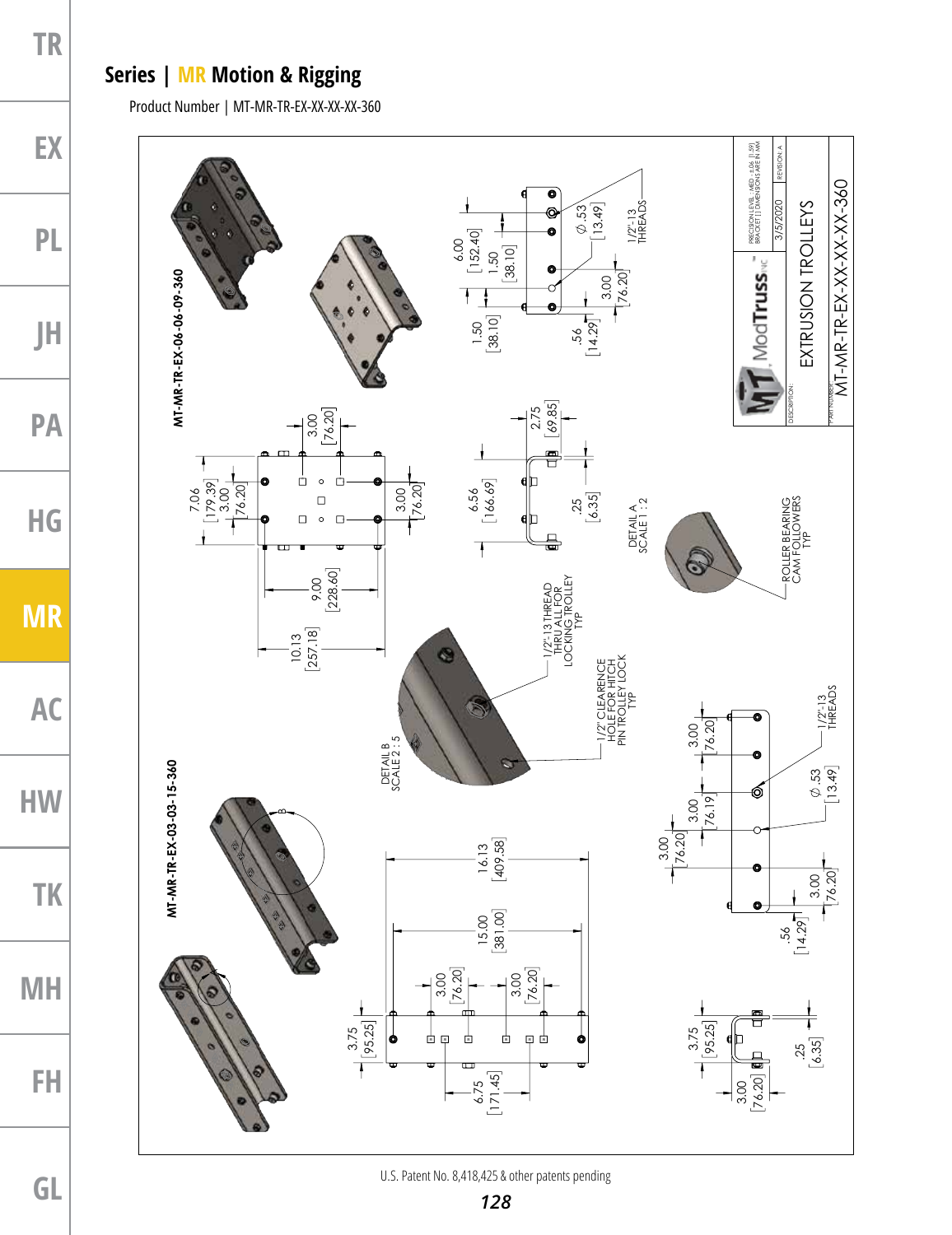## Series | MR Motion & Rigging

Product Number | MT-MR-TR-EX-XX-XX-XX-360

MT-MR-TR-EX-06-06-09-360

7.06 [179.39]
3.00 [76.20]
3.00 [76.20]
3.00 [76.20]
9.00 [228.60]
10.13 [257.18]

6.00 [152.40]
1.50 [38.10]
1.50 [38.10]
Ø .53 [13.49]
1/2"-13 THREADS
3.00 [76.20]
.56 [14.29]

6.56 [166.69]
2.75 [69.85]
.25 [6.35]

DETAIL A
SCALE 1 : 2

ROLLER BEARING CAM FOLLOWERS TYP

1/2"-13 THREAD THRU ALL FOR LOCKING TROLLEY TYP

1/2" CLEARENCE HOLE FOR HITCH PIN TROLLEY LOCK TYP

DETAIL B
SCALE 2 : 5

MT-MR-TR-EX-03-03-15-360

3.75 [95.25]
6.75 [171.45]
3.00 [76.20]
3.00 [76.20]
15.00 [381.00]
16.13 [409.58]

3.00 [76.20]
3.00 [76.19]
3.00 [76.20]
Ø .53 [13.49]
1/2"-13 THREADS
3.00 [76.20]
.56 [14.29]

3.75 [95.25]
3.00 [76.20]
.25 [6.35]

ModTruss INC

PRECISION LEVEL - MED - ±.06 [1.59]
BRACKET [ ] DIMENSIONS ARE IN MM

3/5/2020

REVISION: A

DESCRIPTION: EXTRUSION TROLLEYS

PART NUMBER: MT-MR-TR-EX-XX-XX-XX-360

U.S. Patent No. 8,418,425 & other patents pending